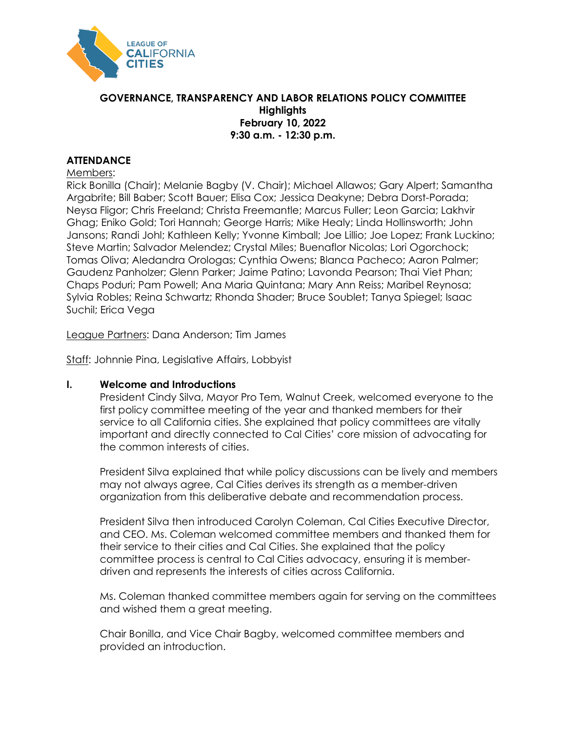**GOVERNANCE, TRANSPARENCY AND LABOR RELATIONS POLICY COMMITTEE**
**Highlights**
**February 10, 2022**
**9:30 a.m. - 12:30 p.m.**

## ATTENDANCE

Members:
Rick Bonilla (Chair); Melanie Bagby (V. Chair); Michael Allawos; Gary Alpert; Samantha Argabrite; Bill Baber; Scott Bauer; Elisa Cox; Jessica Deakyne; Debra Dorst-Porada; Neysa Fligor; Chris Freeland; Christa Freemantle; Marcus Fuller; Leon Garcia; Lakhvir Ghag; Eniko Gold; Tori Hannah; George Harris; Mike Healy; Linda Hollinsworth; John Jansons; Randi Johl; Kathleen Kelly; Yvonne Kimball; Joe Lillio; Joe Lopez; Frank Luckino; Steve Martin; Salvador Melendez; Crystal Miles; Buenaflor Nicolas; Lori Ogorchock; Tomas Oliva; Aledandra Orologas; Cynthia Owens; Blanca Pacheco; Aaron Palmer; Gaudenz Panholzer; Glenn Parker; Jaime Patino; Lavonda Pearson; Thai Viet Phan; Chaps Poduri; Pam Powell; Ana Maria Quintana; Mary Ann Reiss; Maribel Reynosa; Sylvia Robles; Reina Schwartz; Rhonda Shader; Bruce Soublet; Tanya Spiegel; Isaac Suchil; Erica Vega

League Partners: Dana Anderson; Tim James

Staff: Johnnie Pina, Legislative Affairs, Lobbyist

## I. Welcome and Introductions

President Cindy Silva, Mayor Pro Tem, Walnut Creek, welcomed everyone to the first policy committee meeting of the year and thanked members for their service to all California cities. She explained that policy committees are vitally important and directly connected to Cal Cities' core mission of advocating for the common interests of cities.

President Silva explained that while policy discussions can be lively and members may not always agree, Cal Cities derives its strength as a member-driven organization from this deliberative debate and recommendation process.

President Silva then introduced Carolyn Coleman, Cal Cities Executive Director, and CEO. Ms. Coleman welcomed committee members and thanked them for their service to their cities and Cal Cities. She explained that the policy committee process is central to Cal Cities advocacy, ensuring it is member-driven and represents the interests of cities across California.

Ms. Coleman thanked committee members again for serving on the committees and wished them a great meeting.

Chair Bonilla, and Vice Chair Bagby, welcomed committee members and provided an introduction.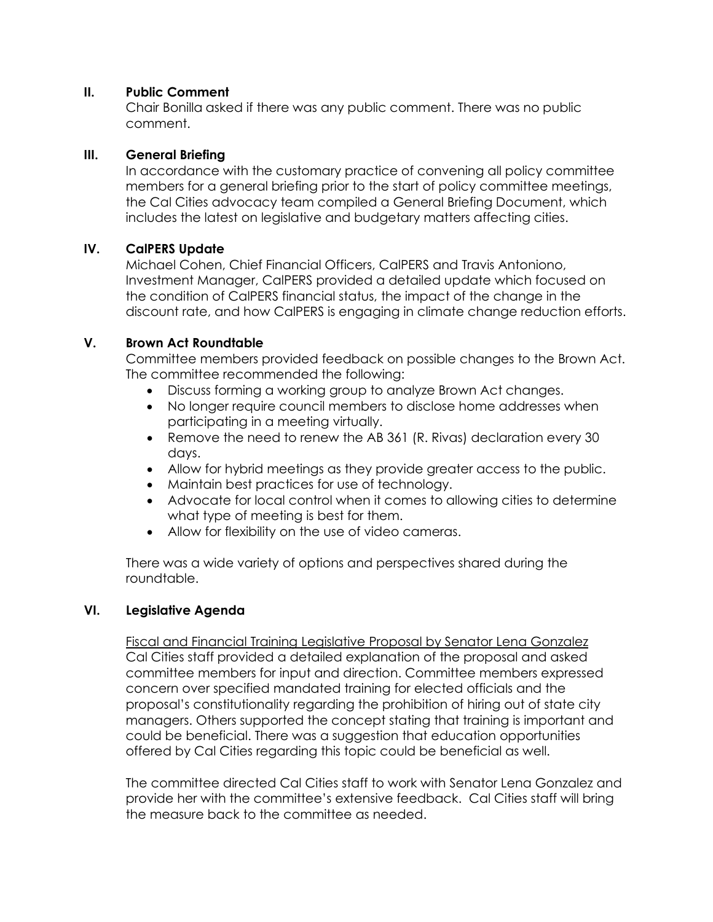## II. Public Comment

Chair Bonilla asked if there was any public comment. There was no public comment.

## III. General Briefing

In accordance with the customary practice of convening all policy committee members for a general briefing prior to the start of policy committee meetings, the Cal Cities advocacy team compiled a General Briefing Document, which includes the latest on legislative and budgetary matters affecting cities.

## IV. CalPERS Update

Michael Cohen, Chief Financial Officers, CalPERS and Travis Antoniono, Investment Manager, CalPERS provided a detailed update which focused on the condition of CalPERS financial status, the impact of the change in the discount rate, and how CalPERS is engaging in climate change reduction efforts.

## V. Brown Act Roundtable

Committee members provided feedback on possible changes to the Brown Act. The committee recommended the following:

- Discuss forming a working group to analyze Brown Act changes.
- No longer require council members to disclose home addresses when participating in a meeting virtually.
- Remove the need to renew the AB 361 (R. Rivas) declaration every 30 days.
- Allow for hybrid meetings as they provide greater access to the public.
- Maintain best practices for use of technology.
- Advocate for local control when it comes to allowing cities to determine what type of meeting is best for them.
- Allow for flexibility on the use of video cameras.

There was a wide variety of options and perspectives shared during the roundtable.

## VI. Legislative Agenda

<u>Fiscal and Financial Training Legislative Proposal by Senator Lena Gonzalez</u>
Cal Cities staff provided a detailed explanation of the proposal and asked committee members for input and direction. Committee members expressed concern over specified mandated training for elected officials and the proposal's constitutionality regarding the prohibition of hiring out of state city managers. Others supported the concept stating that training is important and could be beneficial. There was a suggestion that education opportunities offered by Cal Cities regarding this topic could be beneficial as well.

The committee directed Cal Cities staff to work with Senator Lena Gonzalez and provide her with the committee's extensive feedback. Cal Cities staff will bring the measure back to the committee as needed.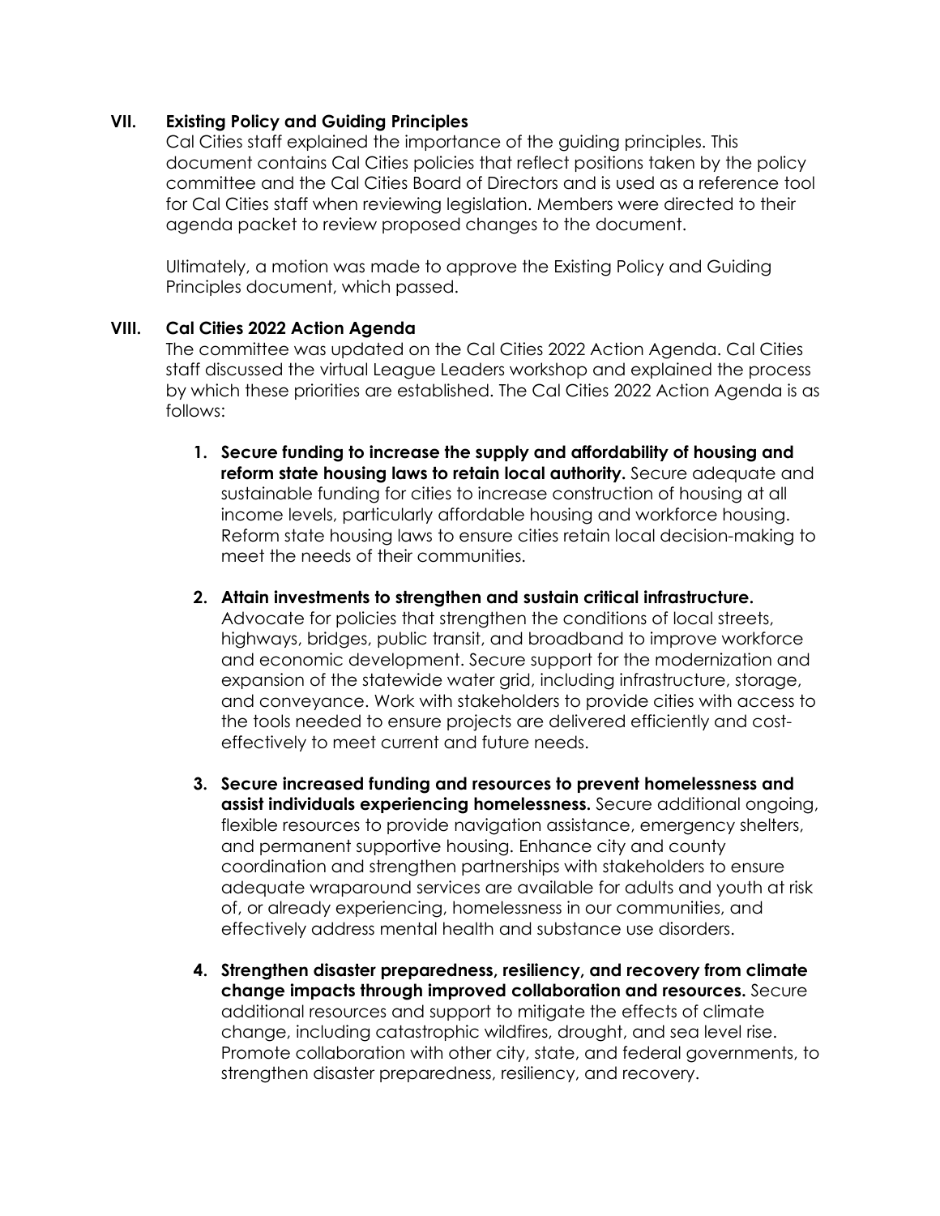## VII. Existing Policy and Guiding Principles

Cal Cities staff explained the importance of the guiding principles. This document contains Cal Cities policies that reflect positions taken by the policy committee and the Cal Cities Board of Directors and is used as a reference tool for Cal Cities staff when reviewing legislation. Members were directed to their agenda packet to review proposed changes to the document.

Ultimately, a motion was made to approve the Existing Policy and Guiding Principles document, which passed.

## VIII. Cal Cities 2022 Action Agenda

The committee was updated on the Cal Cities 2022 Action Agenda. Cal Cities staff discussed the virtual League Leaders workshop and explained the process by which these priorities are established. The Cal Cities 2022 Action Agenda is as follows:

1. **Secure funding to increase the supply and affordability of housing and reform state housing laws to retain local authority.** Secure adequate and sustainable funding for cities to increase construction of housing at all income levels, particularly affordable housing and workforce housing. Reform state housing laws to ensure cities retain local decision-making to meet the needs of their communities.

2. **Attain investments to strengthen and sustain critical infrastructure.** Advocate for policies that strengthen the conditions of local streets, highways, bridges, public transit, and broadband to improve workforce and economic development. Secure support for the modernization and expansion of the statewide water grid, including infrastructure, storage, and conveyance. Work with stakeholders to provide cities with access to the tools needed to ensure projects are delivered efficiently and cost-effectively to meet current and future needs.

3. **Secure increased funding and resources to prevent homelessness and assist individuals experiencing homelessness.** Secure additional ongoing, flexible resources to provide navigation assistance, emergency shelters, and permanent supportive housing. Enhance city and county coordination and strengthen partnerships with stakeholders to ensure adequate wraparound services are available for adults and youth at risk of, or already experiencing, homelessness in our communities, and effectively address mental health and substance use disorders.

4. **Strengthen disaster preparedness, resiliency, and recovery from climate change impacts through improved collaboration and resources.** Secure additional resources and support to mitigate the effects of climate change, including catastrophic wildfires, drought, and sea level rise. Promote collaboration with other city, state, and federal governments, to strengthen disaster preparedness, resiliency, and recovery.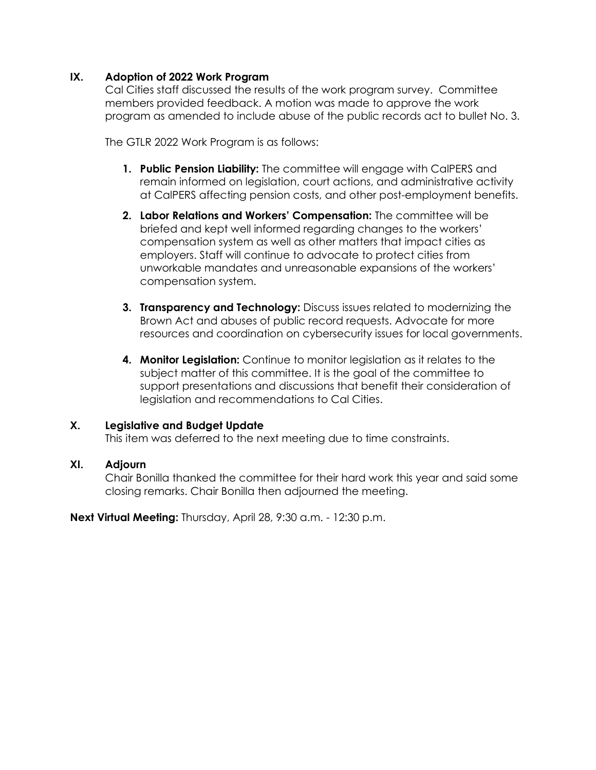## IX. Adoption of 2022 Work Program

Cal Cities staff discussed the results of the work program survey. Committee members provided feedback. A motion was made to approve the work program as amended to include abuse of the public records act to bullet No. 3.

The GTLR 2022 Work Program is as follows:

1. **Public Pension Liability:** The committee will engage with CalPERS and remain informed on legislation, court actions, and administrative activity at CalPERS affecting pension costs, and other post-employment benefits.

2. **Labor Relations and Workers' Compensation:** The committee will be briefed and kept well informed regarding changes to the workers' compensation system as well as other matters that impact cities as employers. Staff will continue to advocate to protect cities from unworkable mandates and unreasonable expansions of the workers' compensation system.

3. **Transparency and Technology:** Discuss issues related to modernizing the Brown Act and abuses of public record requests. Advocate for more resources and coordination on cybersecurity issues for local governments.

4. **Monitor Legislation:** Continue to monitor legislation as it relates to the subject matter of this committee. It is the goal of the committee to support presentations and discussions that benefit their consideration of legislation and recommendations to Cal Cities.

## X. Legislative and Budget Update

This item was deferred to the next meeting due to time constraints.

## XI. Adjourn

Chair Bonilla thanked the committee for their hard work this year and said some closing remarks. Chair Bonilla then adjourned the meeting.

**Next Virtual Meeting:** Thursday, April 28, 9:30 a.m. - 12:30 p.m.